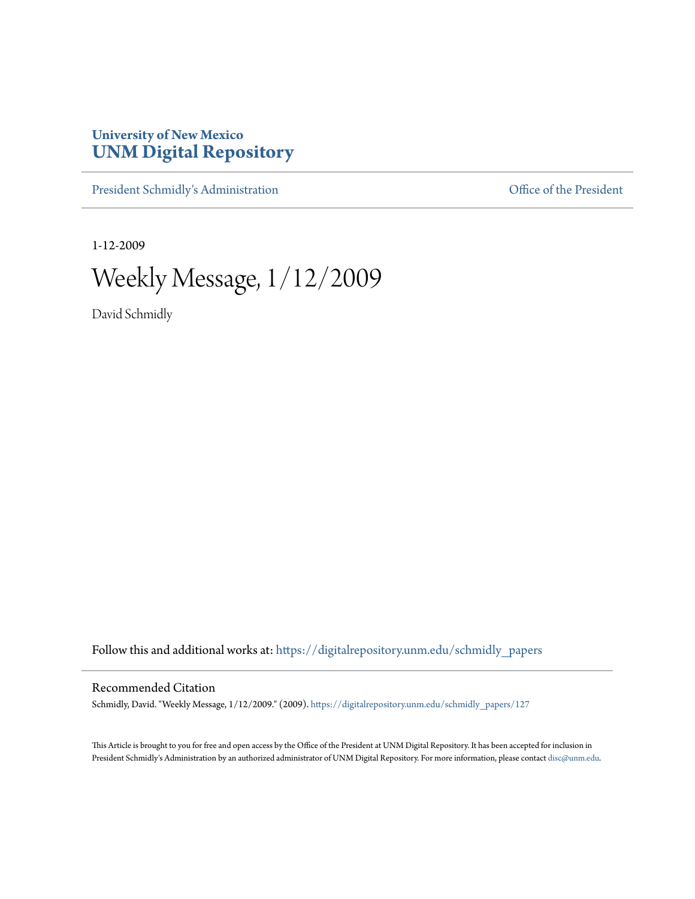University of New Mexico
**UNM Digital Repository**

President Schmidly's Administration | Office of the President

1-12-2009

# Weekly Message, 1/12/2009

David Schmidly

Follow this and additional works at: https://digitalrepository.unm.edu/schmidly_papers

## Recommended Citation

Schmidly, David. "Weekly Message, 1/12/2009." (2009). https://digitalrepository.unm.edu/schmidly_papers/127

This Article is brought to you for free and open access by the Office of the President at UNM Digital Repository. It has been accepted for inclusion in President Schmidly's Administration by an authorized administrator of UNM Digital Repository. For more information, please contact disc@unm.edu.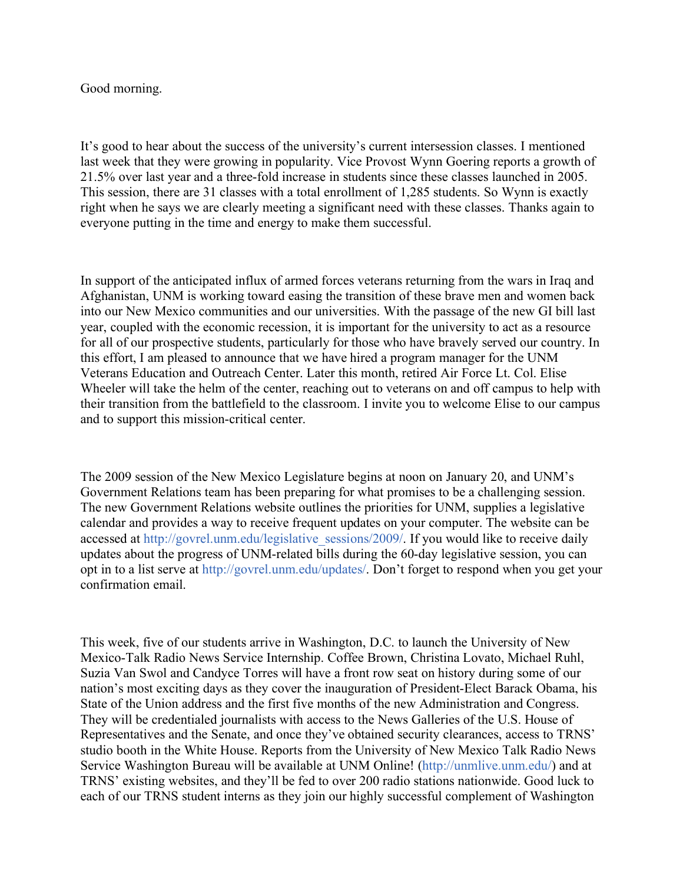Good morning.

It's good to hear about the success of the university's current intersession classes. I mentioned last week that they were growing in popularity. Vice Provost Wynn Goering reports a growth of 21.5% over last year and a three-fold increase in students since these classes launched in 2005. This session, there are 31 classes with a total enrollment of 1,285 students. So Wynn is exactly right when he says we are clearly meeting a significant need with these classes. Thanks again to everyone putting in the time and energy to make them successful.

In support of the anticipated influx of armed forces veterans returning from the wars in Iraq and Afghanistan, UNM is working toward easing the transition of these brave men and women back into our New Mexico communities and our universities. With the passage of the new GI bill last year, coupled with the economic recession, it is important for the university to act as a resource for all of our prospective students, particularly for those who have bravely served our country. In this effort, I am pleased to announce that we have hired a program manager for the UNM Veterans Education and Outreach Center. Later this month, retired Air Force Lt. Col. Elise Wheeler will take the helm of the center, reaching out to veterans on and off campus to help with their transition from the battlefield to the classroom. I invite you to welcome Elise to our campus and to support this mission-critical center.

The 2009 session of the New Mexico Legislature begins at noon on January 20, and UNM's Government Relations team has been preparing for what promises to be a challenging session. The new Government Relations website outlines the priorities for UNM, supplies a legislative calendar and provides a way to receive frequent updates on your computer. The website can be accessed at http://govrel.unm.edu/legislative_sessions/2009/. If you would like to receive daily updates about the progress of UNM-related bills during the 60-day legislative session, you can opt in to a list serve at http://govrel.unm.edu/updates/. Don't forget to respond when you get your confirmation email.

This week, five of our students arrive in Washington, D.C. to launch the University of New Mexico-Talk Radio News Service Internship. Coffee Brown, Christina Lovato, Michael Ruhl, Suzia Van Swol and Candyce Torres will have a front row seat on history during some of our nation's most exciting days as they cover the inauguration of President-Elect Barack Obama, his State of the Union address and the first five months of the new Administration and Congress. They will be credentialed journalists with access to the News Galleries of the U.S. House of Representatives and the Senate, and once they've obtained security clearances, access to TRNS' studio booth in the White House. Reports from the University of New Mexico Talk Radio News Service Washington Bureau will be available at UNM Online! (http://unmlive.unm.edu/) and at TRNS' existing websites, and they'll be fed to over 200 radio stations nationwide. Good luck to each of our TRNS student interns as they join our highly successful complement of Washington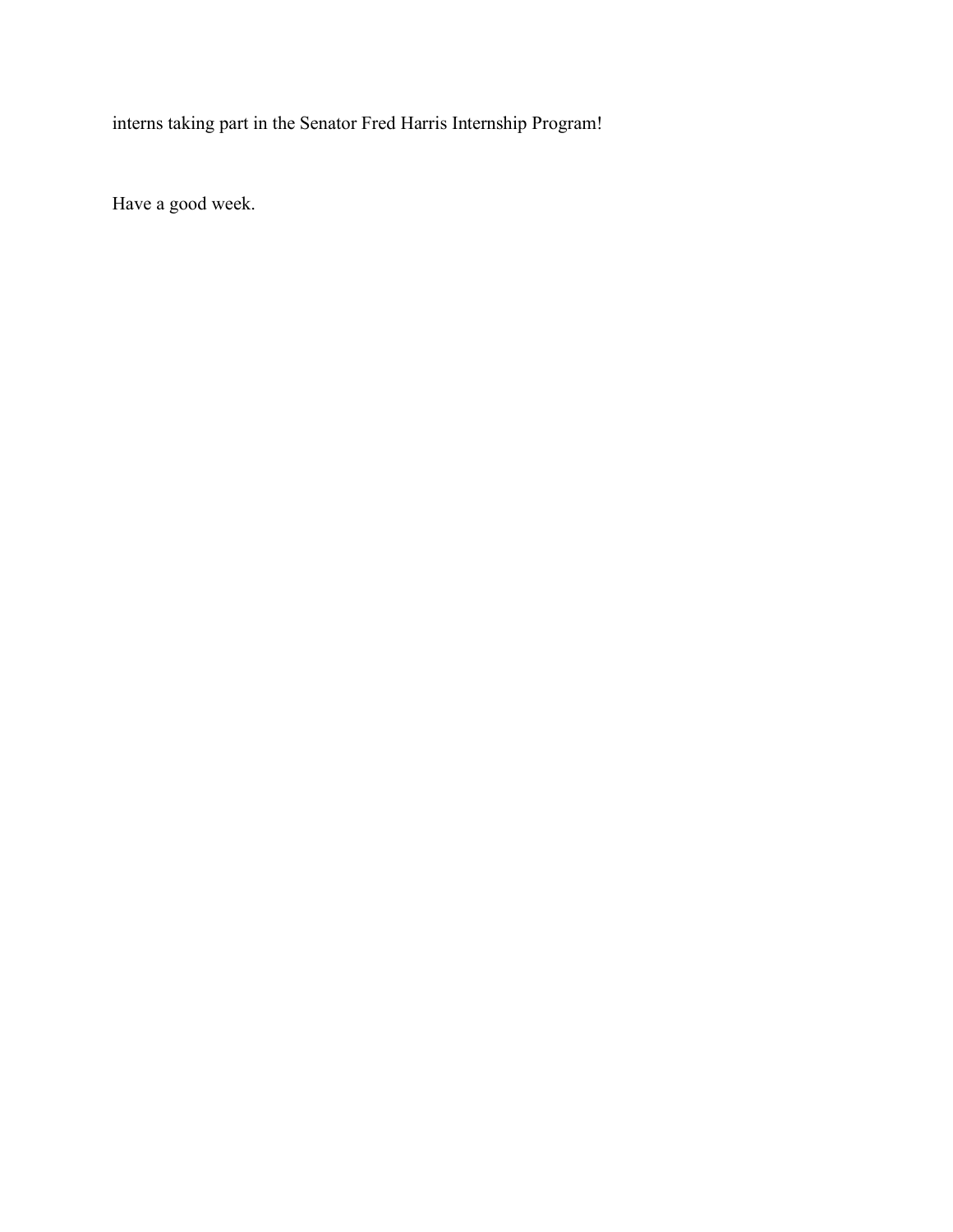interns taking part in the Senator Fred Harris Internship Program!

Have a good week.